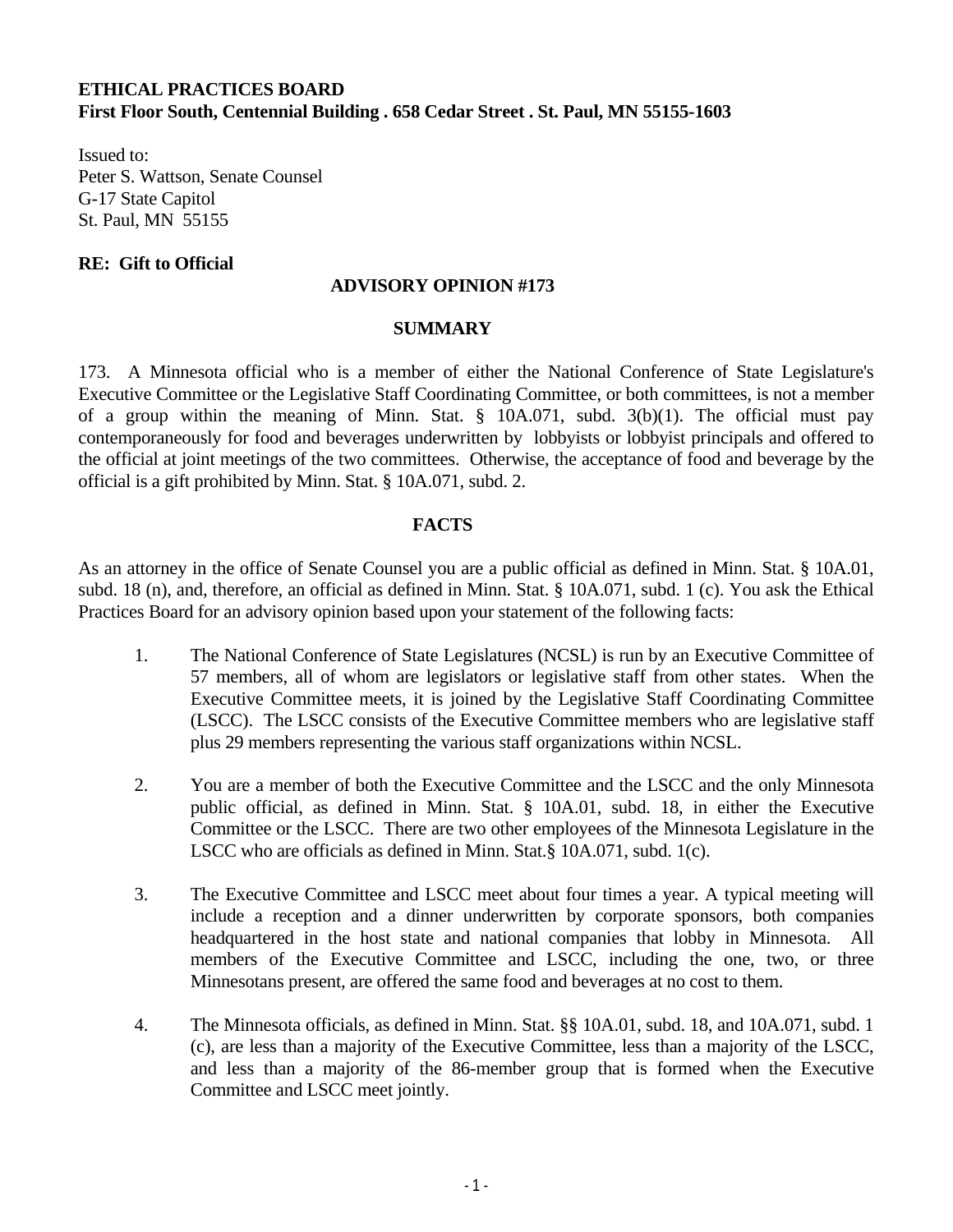**ETHICAL PRACTICES BOARD**
**First Floor South, Centennial Building . 658 Cedar Street . St. Paul, MN 55155-1603**

Issued to:
Peter S. Wattson, Senate Counsel
G-17 State Capitol
St. Paul, MN 55155

**RE: Gift to Official**

**ADVISORY OPINION #173**

**SUMMARY**

173. A Minnesota official who is a member of either the National Conference of State Legislature's Executive Committee or the Legislative Staff Coordinating Committee, or both committees, is not a member of a group within the meaning of Minn. Stat. § 10A.071, subd. 3(b)(1). The official must pay contemporaneously for food and beverages underwritten by lobbyists or lobbyist principals and offered to the official at joint meetings of the two committees. Otherwise, the acceptance of food and beverage by the official is a gift prohibited by Minn. Stat. § 10A.071, subd. 2.

**FACTS**

As an attorney in the office of Senate Counsel you are a public official as defined in Minn. Stat. § 10A.01, subd. 18 (n), and, therefore, an official as defined in Minn. Stat. § 10A.071, subd. 1 (c). You ask the Ethical Practices Board for an advisory opinion based upon your statement of the following facts:

1. The National Conference of State Legislatures (NCSL) is run by an Executive Committee of 57 members, all of whom are legislators or legislative staff from other states. When the Executive Committee meets, it is joined by the Legislative Staff Coordinating Committee (LSCC). The LSCC consists of the Executive Committee members who are legislative staff plus 29 members representing the various staff organizations within NCSL.

2. You are a member of both the Executive Committee and the LSCC and the only Minnesota public official, as defined in Minn. Stat. § 10A.01, subd. 18, in either the Executive Committee or the LSCC. There are two other employees of the Minnesota Legislature in the LSCC who are officials as defined in Minn. Stat.§ 10A.071, subd. 1(c).

3. The Executive Committee and LSCC meet about four times a year. A typical meeting will include a reception and a dinner underwritten by corporate sponsors, both companies headquartered in the host state and national companies that lobby in Minnesota. All members of the Executive Committee and LSCC, including the one, two, or three Minnesotans present, are offered the same food and beverages at no cost to them.

4. The Minnesota officials, as defined in Minn. Stat. §§ 10A.01, subd. 18, and 10A.071, subd. 1 (c), are less than a majority of the Executive Committee, less than a majority of the LSCC, and less than a majority of the 86-member group that is formed when the Executive Committee and LSCC meet jointly.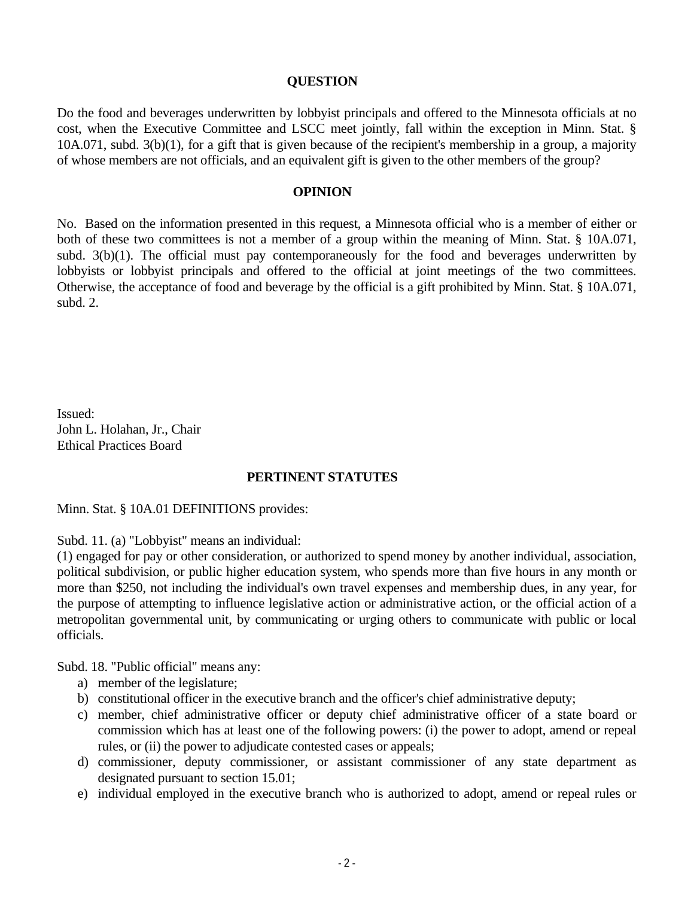## QUESTION

Do the food and beverages underwritten by lobbyist principals and offered to the Minnesota officials at no cost, when the Executive Committee and LSCC meet jointly, fall within the exception in Minn. Stat. § 10A.071, subd. 3(b)(1), for a gift that is given because of the recipient's membership in a group, a majority of whose members are not officials, and an equivalent gift is given to the other members of the group?

## OPINION

No. Based on the information presented in this request, a Minnesota official who is a member of either or both of these two committees is not a member of a group within the meaning of Minn. Stat. § 10A.071, subd. 3(b)(1). The official must pay contemporaneously for the food and beverages underwritten by lobbyists or lobbyist principals and offered to the official at joint meetings of the two committees. Otherwise, the acceptance of food and beverage by the official is a gift prohibited by Minn. Stat. § 10A.071, subd. 2.

Issued:
John L. Holahan, Jr., Chair
Ethical Practices Board

## PERTINENT STATUTES

Minn. Stat. § 10A.01 DEFINITIONS provides:

Subd. 11. (a) "Lobbyist" means an individual:
(1) engaged for pay or other consideration, or authorized to spend money by another individual, association, political subdivision, or public higher education system, who spends more than five hours in any month or more than $250, not including the individual's own travel expenses and membership dues, in any year, for the purpose of attempting to influence legislative action or administrative action, or the official action of a metropolitan governmental unit, by communicating or urging others to communicate with public or local officials.

Subd. 18. "Public official" means any:

a) member of the legislature;
b) constitutional officer in the executive branch and the officer's chief administrative deputy;
c) member, chief administrative officer or deputy chief administrative officer of a state board or commission which has at least one of the following powers: (i) the power to adopt, amend or repeal rules, or (ii) the power to adjudicate contested cases or appeals;
d) commissioner, deputy commissioner, or assistant commissioner of any state department as designated pursuant to section 15.01;
e) individual employed in the executive branch who is authorized to adopt, amend or repeal rules or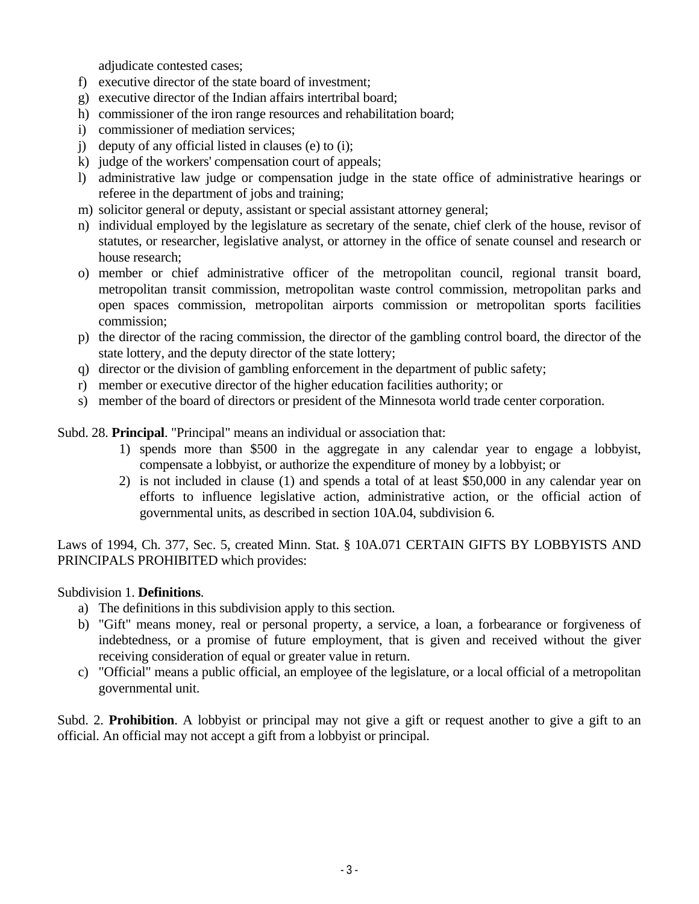adjudicate contested cases;

f) executive director of the state board of investment;
g) executive director of the Indian affairs intertribal board;
h) commissioner of the iron range resources and rehabilitation board;
i) commissioner of mediation services;
j) deputy of any official listed in clauses (e) to (i);
k) judge of the workers' compensation court of appeals;
l) administrative law judge or compensation judge in the state office of administrative hearings or referee in the department of jobs and training;
m) solicitor general or deputy, assistant or special assistant attorney general;
n) individual employed by the legislature as secretary of the senate, chief clerk of the house, revisor of statutes, or researcher, legislative analyst, or attorney in the office of senate counsel and research or house research;
o) member or chief administrative officer of the metropolitan council, regional transit board, metropolitan transit commission, metropolitan waste control commission, metropolitan parks and open spaces commission, metropolitan airports commission or metropolitan sports facilities commission;
p) the director of the racing commission, the director of the gambling control board, the director of the state lottery, and the deputy director of the state lottery;
q) director or the division of gambling enforcement in the department of public safety;
r) member or executive director of the higher education facilities authority; or
s) member of the board of directors or president of the Minnesota world trade center corporation.

Subd. 28. **Principal**. "Principal" means an individual or association that:

1) spends more than $500 in the aggregate in any calendar year to engage a lobbyist, compensate a lobbyist, or authorize the expenditure of money by a lobbyist; or
2) is not included in clause (1) and spends a total of at least $50,000 in any calendar year on efforts to influence legislative action, administrative action, or the official action of governmental units, as described in section 10A.04, subdivision 6.

Laws of 1994, Ch. 377, Sec. 5, created Minn. Stat. § 10A.071 CERTAIN GIFTS BY LOBBYISTS AND PRINCIPALS PROHIBITED which provides:

Subdivision 1. **Definitions**.

a) The definitions in this subdivision apply to this section.
b) "Gift" means money, real or personal property, a service, a loan, a forbearance or forgiveness of indebtedness, or a promise of future employment, that is given and received without the giver receiving consideration of equal or greater value in return.
c) "Official" means a public official, an employee of the legislature, or a local official of a metropolitan governmental unit.

Subd. 2. **Prohibition**. A lobbyist or principal may not give a gift or request another to give a gift to an official. An official may not accept a gift from a lobbyist or principal.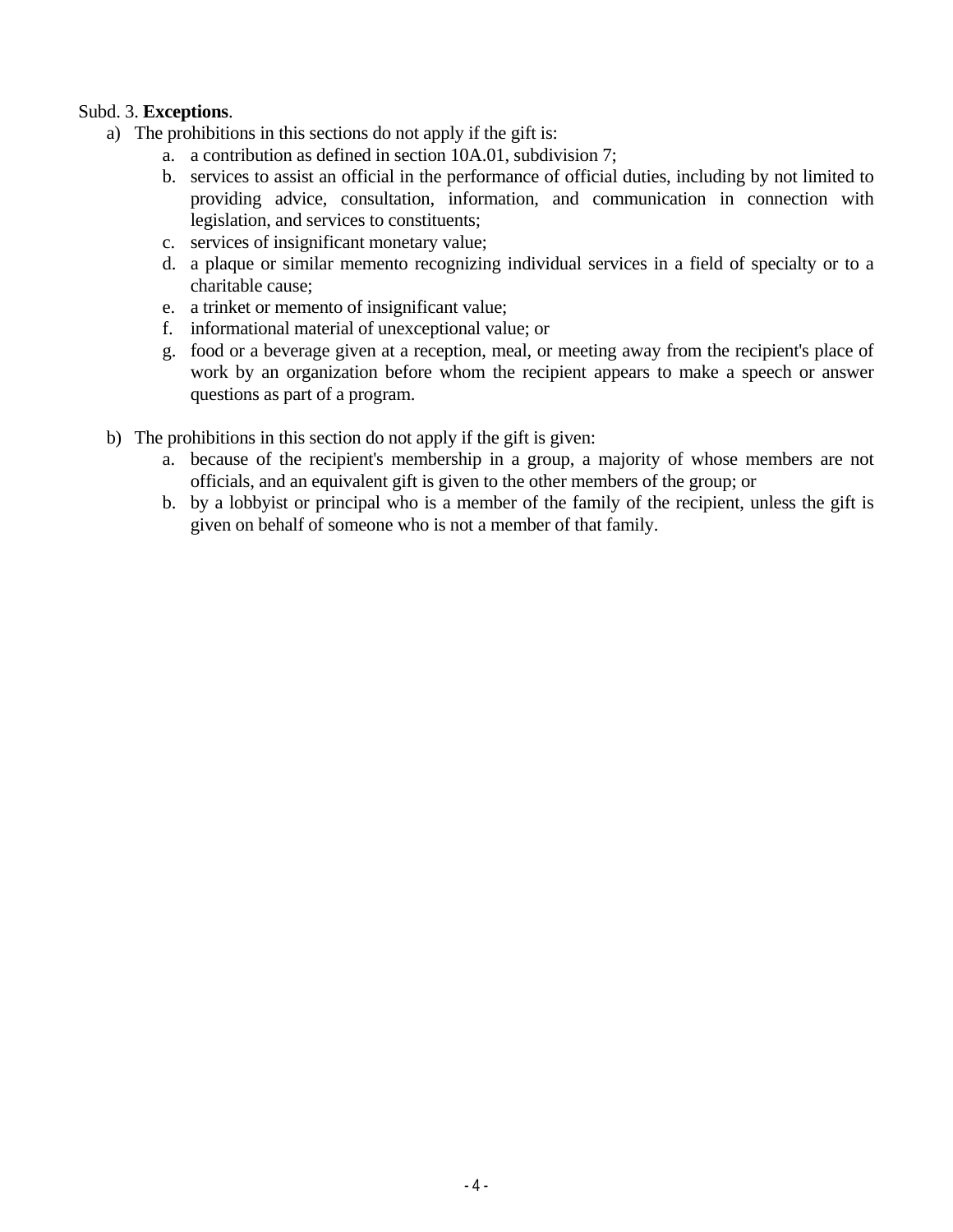Subd. 3. **Exceptions**.

a) The prohibitions in this sections do not apply if the gift is:
   a. a contribution as defined in section 10A.01, subdivision 7;
   b. services to assist an official in the performance of official duties, including by not limited to providing advice, consultation, information, and communication in connection with legislation, and services to constituents;
   c. services of insignificant monetary value;
   d. a plaque or similar memento recognizing individual services in a field of specialty or to a charitable cause;
   e. a trinket or memento of insignificant value;
   f. informational material of unexceptional value; or
   g. food or a beverage given at a reception, meal, or meeting away from the recipient's place of work by an organization before whom the recipient appears to make a speech or answer questions as part of a program.

b) The prohibitions in this section do not apply if the gift is given:
   a. because of the recipient's membership in a group, a majority of whose members are not officials, and an equivalent gift is given to the other members of the group; or
   b. by a lobbyist or principal who is a member of the family of the recipient, unless the gift is given on behalf of someone who is not a member of that family.